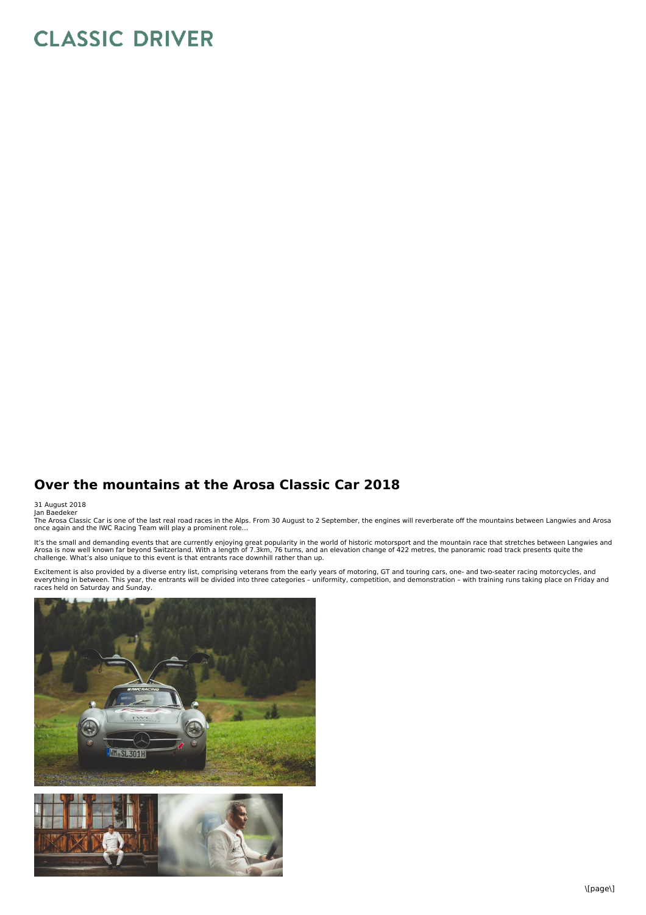# Over the mountains at the Arosa Classic Car 2018

31 August 2018
Jan Baedeker
The Arosa Classic Car is one of the last real road races in the Alps. From 30 August to 2 September, the engines will reverberate off the mountains between Langwies and Arosa once again and the IWC Racing Team will play a prominent role...

It's the small and demanding events that are currently enjoying great popularity in the world of historic motorsport and the mountain race that stretches between Langwies and Arosa is now well known far beyond Switzerland. With a length of 7.3km, 76 turns, and an elevation change of 422 metres, the panoramic road track presents quite the challenge. What's also unique to this event is that entrants race downhill rather than up.

Excitement is also provided by a diverse entry list, comprising veterans from the early years of motoring, GT and touring cars, one- and two-seater racing motorcycles, and everything in between. This year, the entrants will be divided into three categories – uniformity, competition, and demonstration – with training runs taking place on Friday and races held on Saturday and Sunday.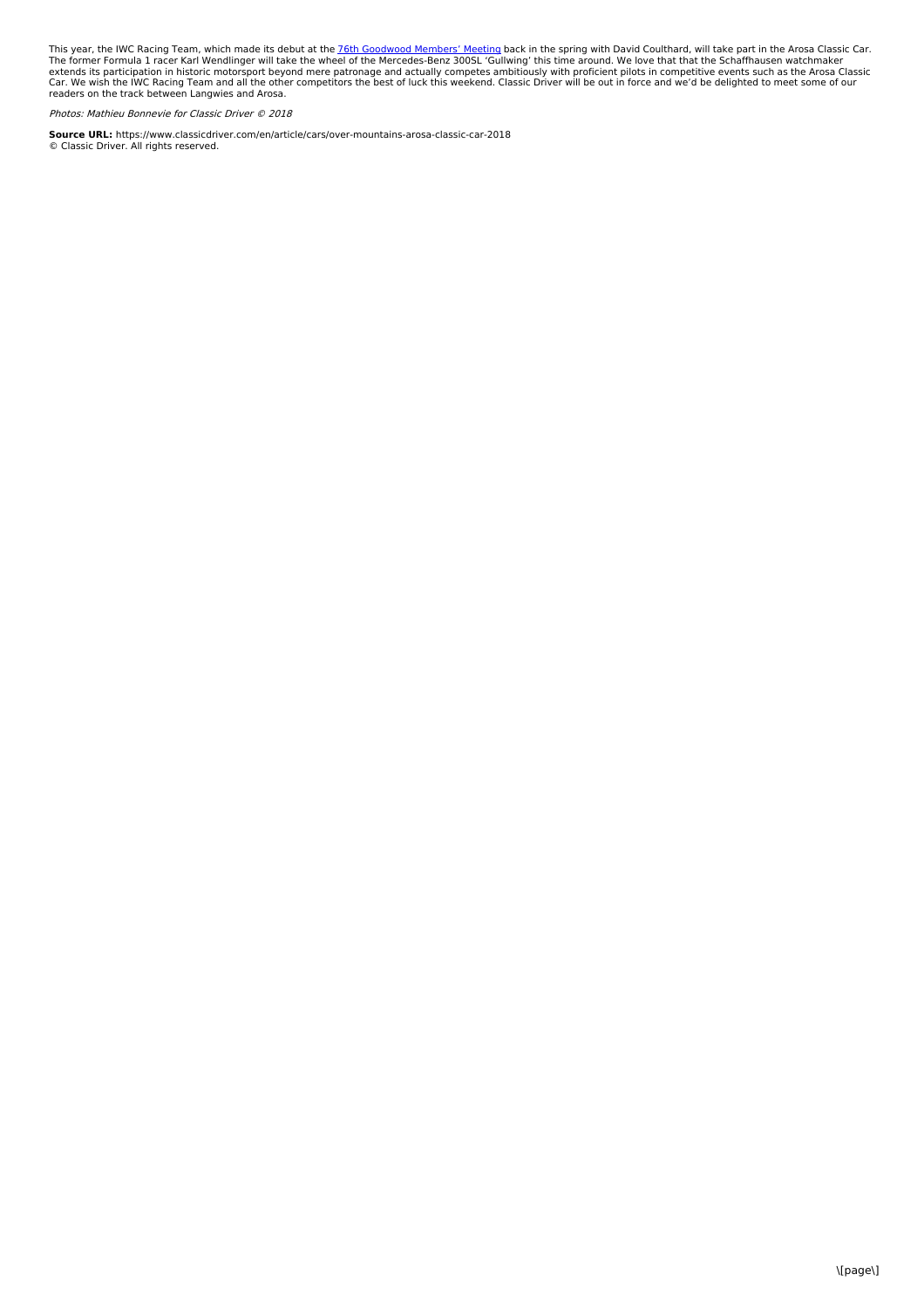This year, the IWC Racing Team, which made its debut at the [76th Goodwood Members' Meeting] back in the spring with David Coulthard, will take part in the Arosa Classic Car. The former Formula 1 racer Karl Wendlinger will take the wheel of the Mercedes-Benz 300SL 'Gullwing' this time around. We love that that the Schaffhausen watchmaker extends its participation in historic motorsport beyond mere patronage and actually competes ambitiously with proficient pilots in competitive events such as the Arosa Classic Car. We wish the IWC Racing Team and all the other competitors the best of luck this weekend. Classic Driver will be out in force and we'd be delighted to meet some of our readers on the track between Langwies and Arosa.

*Photos: Mathieu Bonnevie for Classic Driver © 2018*

**Source URL:** https://www.classicdriver.com/en/article/cars/over-mountains-arosa-classic-car-2018
© Classic Driver. All rights reserved.